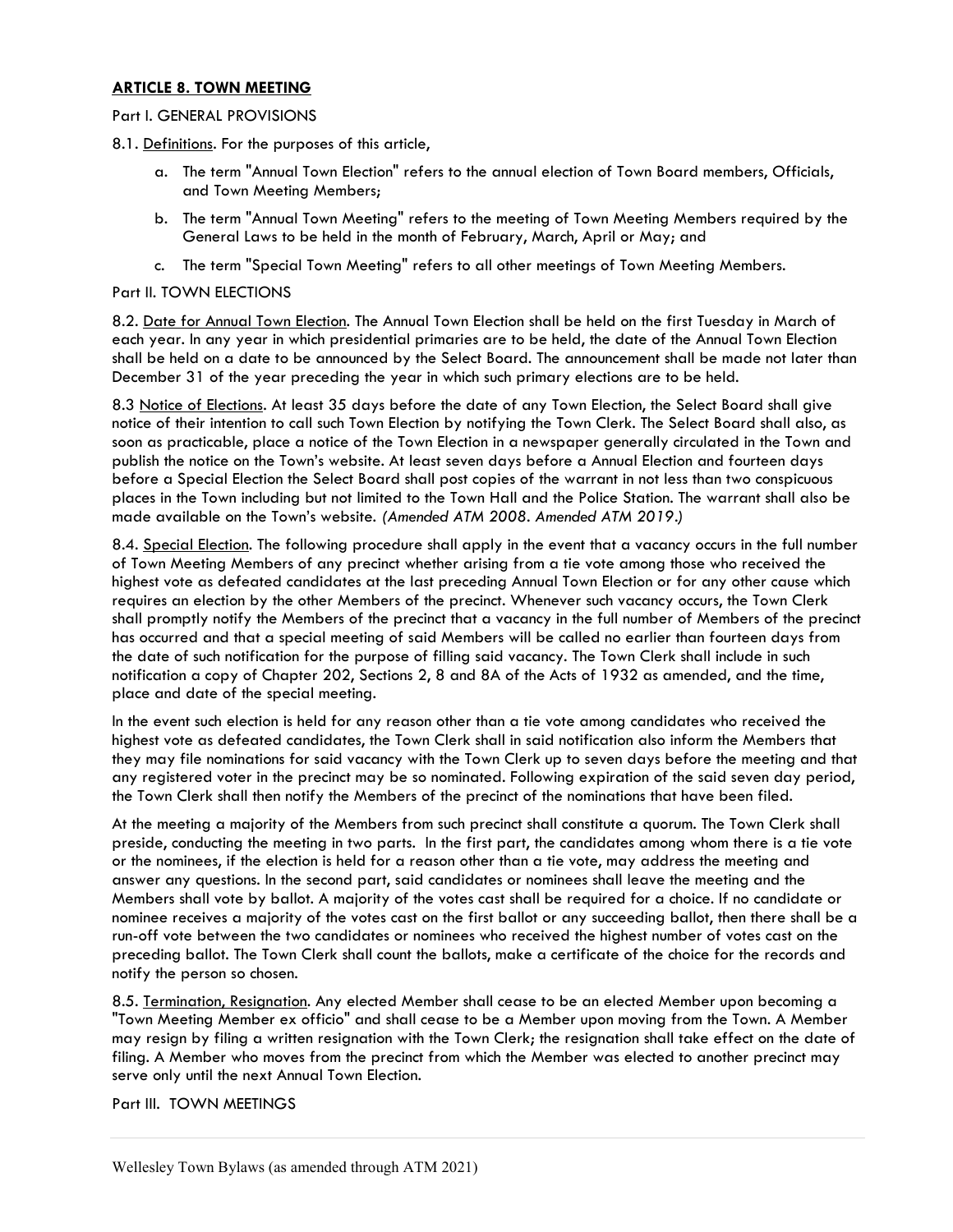## ARTICLE 8. TOWN MEETING

Part I. GENERAL PROVISIONS

8.1. Definitions. For the purposes of this article,

a. The term "Annual Town Election" refers to the annual election of Town Board members, Officials, and Town Meeting Members;

b. The term "Annual Town Meeting" refers to the meeting of Town Meeting Members required by the General Laws to be held in the month of February, March, April or May; and

c. The term "Special Town Meeting" refers to all other meetings of Town Meeting Members.

Part II. TOWN ELECTIONS

8.2. Date for Annual Town Election. The Annual Town Election shall be held on the first Tuesday in March of each year. In any year in which presidential primaries are to be held, the date of the Annual Town Election shall be held on a date to be announced by the Select Board. The announcement shall be made not later than December 31 of the year preceding the year in which such primary elections are to be held.

8.3 Notice of Elections. At least 35 days before the date of any Town Election, the Select Board shall give notice of their intention to call such Town Election by notifying the Town Clerk. The Select Board shall also, as soon as practicable, place a notice of the Town Election in a newspaper generally circulated in the Town and publish the notice on the Town's website. At least seven days before a Annual Election and fourteen days before a Special Election the Select Board shall post copies of the warrant in not less than two conspicuous places in the Town including but not limited to the Town Hall and the Police Station. The warrant shall also be made available on the Town's website. *(Amended ATM 2008. Amended ATM 2019.)*

8.4. Special Election. The following procedure shall apply in the event that a vacancy occurs in the full number of Town Meeting Members of any precinct whether arising from a tie vote among those who received the highest vote as defeated candidates at the last preceding Annual Town Election or for any other cause which requires an election by the other Members of the precinct. Whenever such vacancy occurs, the Town Clerk shall promptly notify the Members of the precinct that a vacancy in the full number of Members of the precinct has occurred and that a special meeting of said Members will be called no earlier than fourteen days from the date of such notification for the purpose of filling said vacancy. The Town Clerk shall include in such notification a copy of Chapter 202, Sections 2, 8 and 8A of the Acts of 1932 as amended, and the time, place and date of the special meeting.

In the event such election is held for any reason other than a tie vote among candidates who received the highest vote as defeated candidates, the Town Clerk shall in said notification also inform the Members that they may file nominations for said vacancy with the Town Clerk up to seven days before the meeting and that any registered voter in the precinct may be so nominated. Following expiration of the said seven day period, the Town Clerk shall then notify the Members of the precinct of the nominations that have been filed.

At the meeting a majority of the Members from such precinct shall constitute a quorum. The Town Clerk shall preside, conducting the meeting in two parts. In the first part, the candidates among whom there is a tie vote or the nominees, if the election is held for a reason other than a tie vote, may address the meeting and answer any questions. In the second part, said candidates or nominees shall leave the meeting and the Members shall vote by ballot. A majority of the votes cast shall be required for a choice. If no candidate or nominee receives a majority of the votes cast on the first ballot or any succeeding ballot, then there shall be a run-off vote between the two candidates or nominees who received the highest number of votes cast on the preceding ballot. The Town Clerk shall count the ballots, make a certificate of the choice for the records and notify the person so chosen.

8.5. Termination, Resignation. Any elected Member shall cease to be an elected Member upon becoming a "Town Meeting Member ex officio" and shall cease to be a Member upon moving from the Town. A Member may resign by filing a written resignation with the Town Clerk; the resignation shall take effect on the date of filing. A Member who moves from the precinct from which the Member was elected to another precinct may serve only until the next Annual Town Election.

Part III. TOWN MEETINGS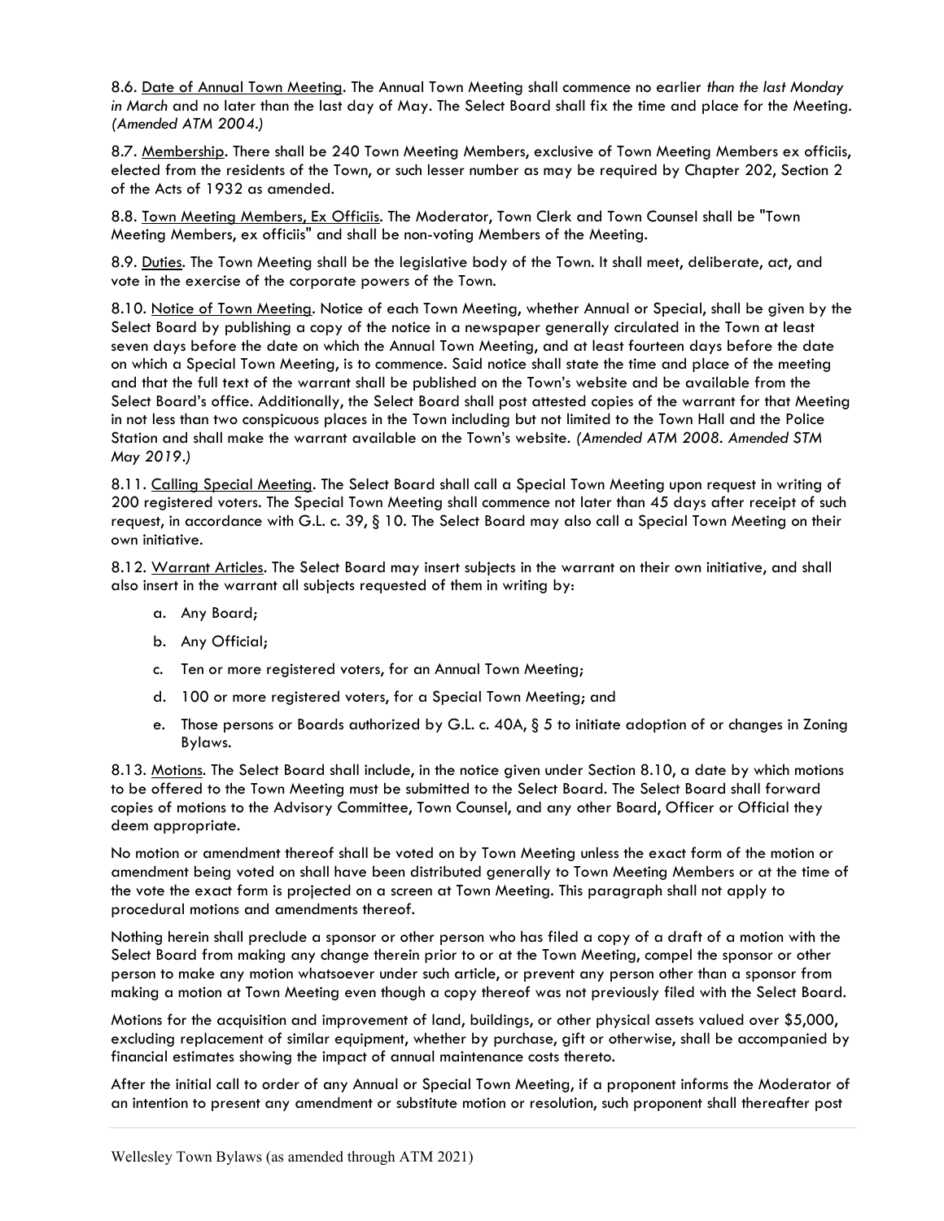8.6. <u>Date of Annual Town Meeting</u>. The Annual Town Meeting shall commence no earlier *than the last Monday in March* and no later than the last day of May. The Select Board shall fix the time and place for the Meeting. *(Amended ATM 2004.)*

8.7. <u>Membership</u>. There shall be 240 Town Meeting Members, exclusive of Town Meeting Members ex officiis, elected from the residents of the Town, or such lesser number as may be required by Chapter 202, Section 2 of the Acts of 1932 as amended.

8.8. <u>Town Meeting Members, Ex Officiis</u>. The Moderator, Town Clerk and Town Counsel shall be "Town Meeting Members, ex officiis" and shall be non-voting Members of the Meeting.

8.9. <u>Duties</u>. The Town Meeting shall be the legislative body of the Town. It shall meet, deliberate, act, and vote in the exercise of the corporate powers of the Town.

8.10. <u>Notice of Town Meeting</u>. Notice of each Town Meeting, whether Annual or Special, shall be given by the Select Board by publishing a copy of the notice in a newspaper generally circulated in the Town at least seven days before the date on which the Annual Town Meeting, and at least fourteen days before the date on which a Special Town Meeting, is to commence. Said notice shall state the time and place of the meeting and that the full text of the warrant shall be published on the Town's website and be available from the Select Board's office. Additionally, the Select Board shall post attested copies of the warrant for that Meeting in not less than two conspicuous places in the Town including but not limited to the Town Hall and the Police Station and shall make the warrant available on the Town's website. *(Amended ATM 2008. Amended STM May 2019.)*

8.11. <u>Calling Special Meeting</u>. The Select Board shall call a Special Town Meeting upon request in writing of 200 registered voters. The Special Town Meeting shall commence not later than 45 days after receipt of such request, in accordance with G.L. c. 39, § 10. The Select Board may also call a Special Town Meeting on their own initiative.

8.12. <u>Warrant Articles</u>. The Select Board may insert subjects in the warrant on their own initiative, and shall also insert in the warrant all subjects requested of them in writing by:

a. Any Board;

b. Any Official;

c. Ten or more registered voters, for an Annual Town Meeting;

d. 100 or more registered voters, for a Special Town Meeting; and

e. Those persons or Boards authorized by G.L. c. 40A, § 5 to initiate adoption of or changes in Zoning Bylaws.

8.13. <u>Motions</u>. The Select Board shall include, in the notice given under Section 8.10, a date by which motions to be offered to the Town Meeting must be submitted to the Select Board. The Select Board shall forward copies of motions to the Advisory Committee, Town Counsel, and any other Board, Officer or Official they deem appropriate.

No motion or amendment thereof shall be voted on by Town Meeting unless the exact form of the motion or amendment being voted on shall have been distributed generally to Town Meeting Members or at the time of the vote the exact form is projected on a screen at Town Meeting. This paragraph shall not apply to procedural motions and amendments thereof.

Nothing herein shall preclude a sponsor or other person who has filed a copy of a draft of a motion with the Select Board from making any change therein prior to or at the Town Meeting, compel the sponsor or other person to make any motion whatsoever under such article, or prevent any person other than a sponsor from making a motion at Town Meeting even though a copy thereof was not previously filed with the Select Board.

Motions for the acquisition and improvement of land, buildings, or other physical assets valued over $5,000, excluding replacement of similar equipment, whether by purchase, gift or otherwise, shall be accompanied by financial estimates showing the impact of annual maintenance costs thereto.

After the initial call to order of any Annual or Special Town Meeting, if a proponent informs the Moderator of an intention to present any amendment or substitute motion or resolution, such proponent shall thereafter post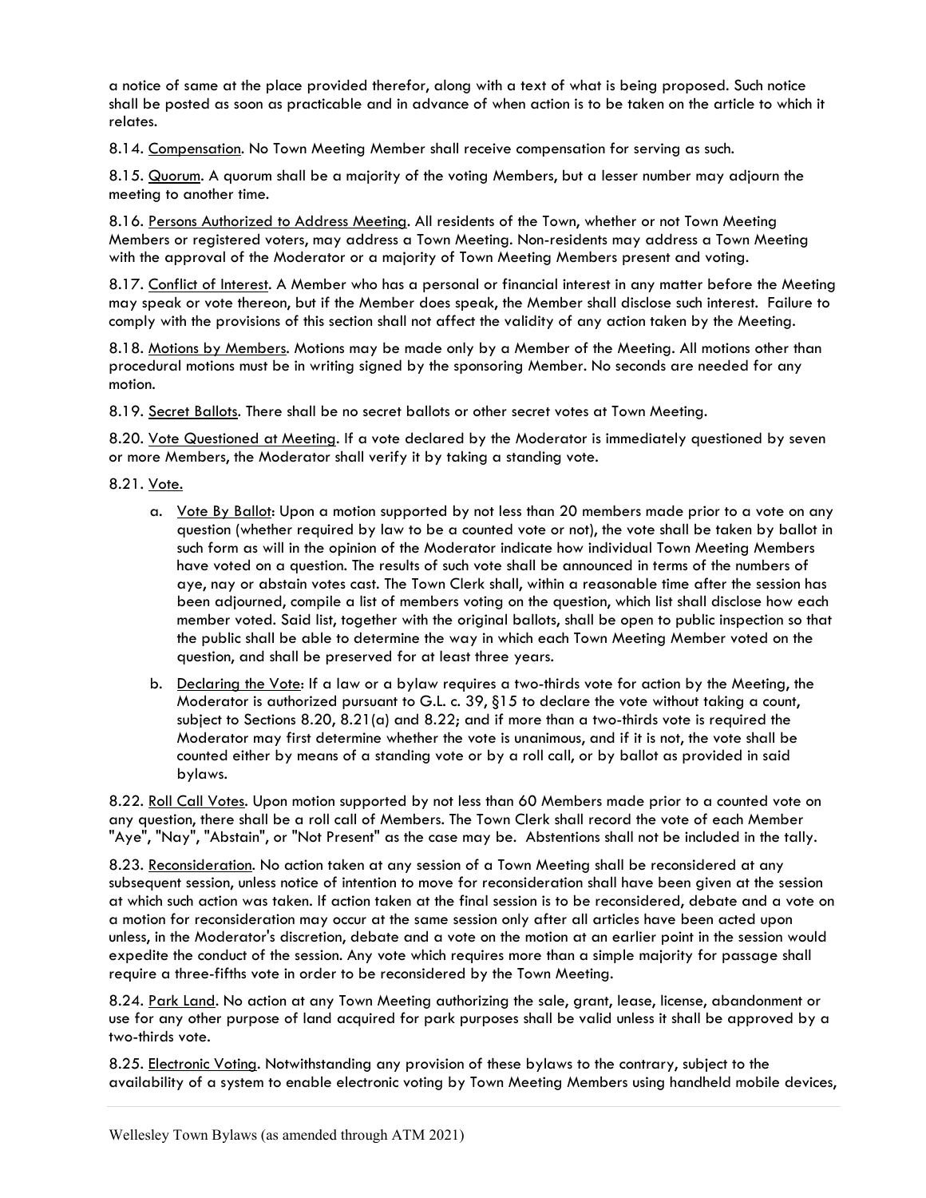a notice of same at the place provided therefor, along with a text of what is being proposed. Such notice shall be posted as soon as practicable and in advance of when action is to be taken on the article to which it relates.

8.14. Compensation. No Town Meeting Member shall receive compensation for serving as such.

8.15. Quorum. A quorum shall be a majority of the voting Members, but a lesser number may adjourn the meeting to another time.

8.16. Persons Authorized to Address Meeting. All residents of the Town, whether or not Town Meeting Members or registered voters, may address a Town Meeting. Non-residents may address a Town Meeting with the approval of the Moderator or a majority of Town Meeting Members present and voting.

8.17. Conflict of Interest. A Member who has a personal or financial interest in any matter before the Meeting may speak or vote thereon, but if the Member does speak, the Member shall disclose such interest. Failure to comply with the provisions of this section shall not affect the validity of any action taken by the Meeting.

8.18. Motions by Members. Motions may be made only by a Member of the Meeting. All motions other than procedural motions must be in writing signed by the sponsoring Member. No seconds are needed for any motion.

8.19. Secret Ballots. There shall be no secret ballots or other secret votes at Town Meeting.

8.20. Vote Questioned at Meeting. If a vote declared by the Moderator is immediately questioned by seven or more Members, the Moderator shall verify it by taking a standing vote.

8.21. Vote.

a. Vote By Ballot: Upon a motion supported by not less than 20 members made prior to a vote on any question (whether required by law to be a counted vote or not), the vote shall be taken by ballot in such form as will in the opinion of the Moderator indicate how individual Town Meeting Members have voted on a question. The results of such vote shall be announced in terms of the numbers of aye, nay or abstain votes cast. The Town Clerk shall, within a reasonable time after the session has been adjourned, compile a list of members voting on the question, which list shall disclose how each member voted. Said list, together with the original ballots, shall be open to public inspection so that the public shall be able to determine the way in which each Town Meeting Member voted on the question, and shall be preserved for at least three years.

b. Declaring the Vote: If a law or a bylaw requires a two-thirds vote for action by the Meeting, the Moderator is authorized pursuant to G.L. c. 39, §15 to declare the vote without taking a count, subject to Sections 8.20, 8.21(a) and 8.22; and if more than a two-thirds vote is required the Moderator may first determine whether the vote is unanimous, and if it is not, the vote shall be counted either by means of a standing vote or by a roll call, or by ballot as provided in said bylaws.

8.22. Roll Call Votes. Upon motion supported by not less than 60 Members made prior to a counted vote on any question, there shall be a roll call of Members. The Town Clerk shall record the vote of each Member "Aye", "Nay", "Abstain", or "Not Present" as the case may be. Abstentions shall not be included in the tally.

8.23. Reconsideration. No action taken at any session of a Town Meeting shall be reconsidered at any subsequent session, unless notice of intention to move for reconsideration shall have been given at the session at which such action was taken. If action taken at the final session is to be reconsidered, debate and a vote on a motion for reconsideration may occur at the same session only after all articles have been acted upon unless, in the Moderator's discretion, debate and a vote on the motion at an earlier point in the session would expedite the conduct of the session. Any vote which requires more than a simple majority for passage shall require a three-fifths vote in order to be reconsidered by the Town Meeting.

8.24. Park Land. No action at any Town Meeting authorizing the sale, grant, lease, license, abandonment or use for any other purpose of land acquired for park purposes shall be valid unless it shall be approved by a two-thirds vote.

8.25. Electronic Voting. Notwithstanding any provision of these bylaws to the contrary, subject to the availability of a system to enable electronic voting by Town Meeting Members using handheld mobile devices,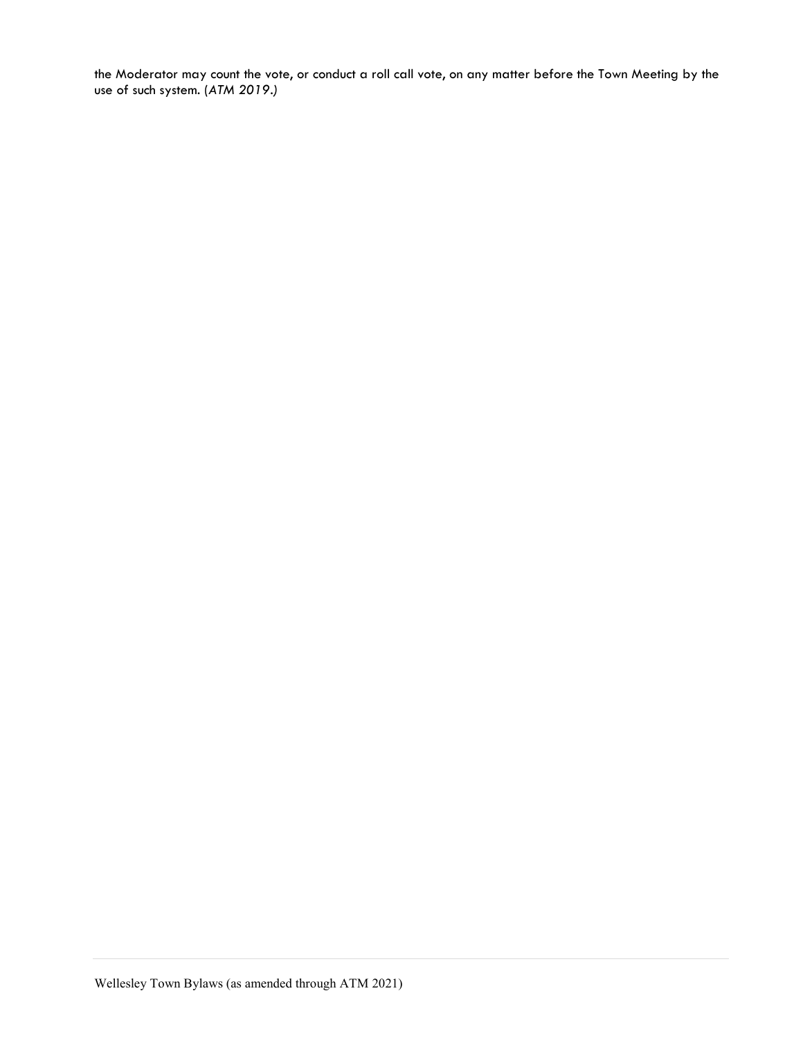the Moderator may count the vote, or conduct a roll call vote, on any matter before the Town Meeting by the use of such system. (*ATM 2019.*)